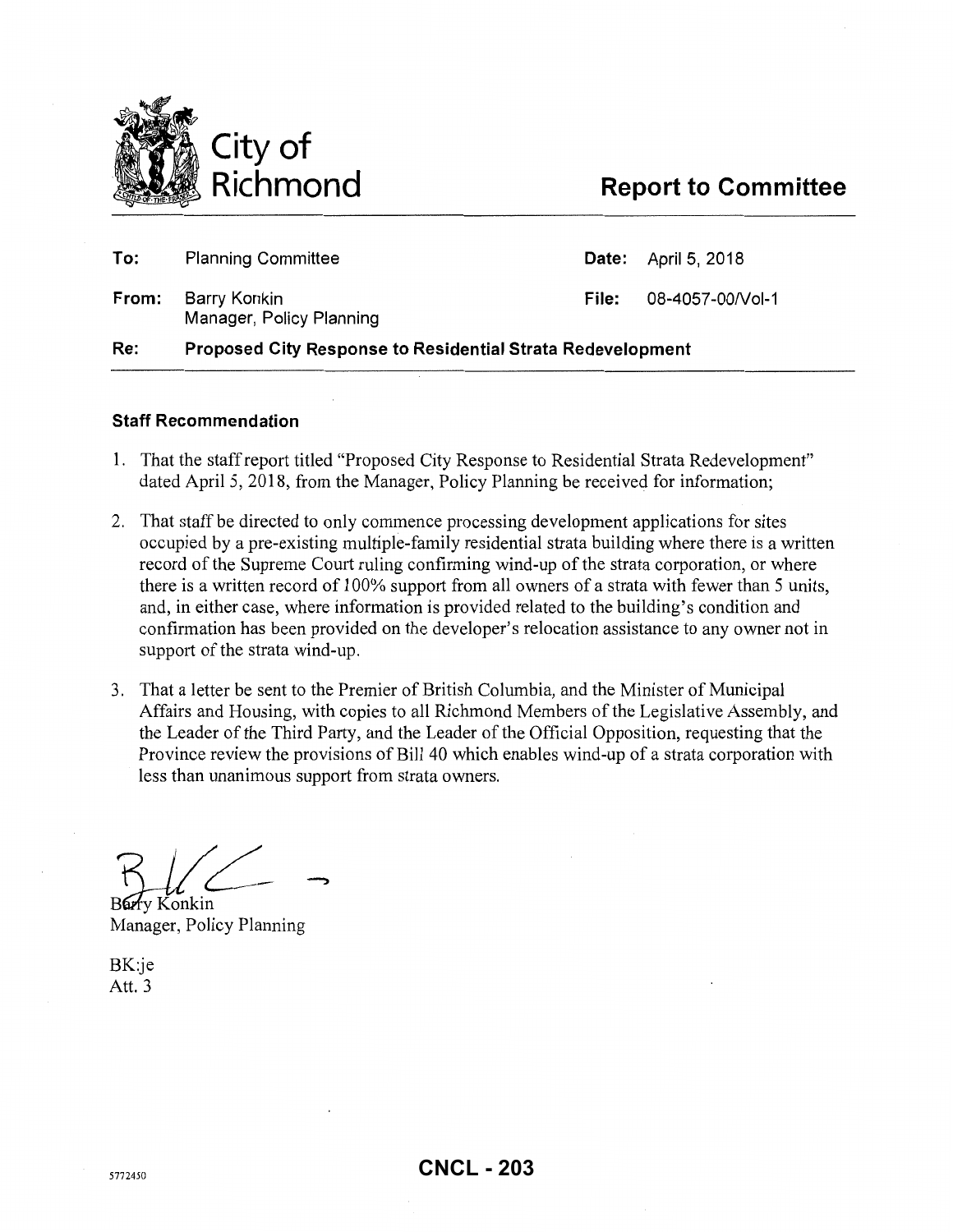# City of Richmond

## Report to Committee

| | | | |
|---|---|---|---|
| **To:** | Planning Committee | **Date:** | April 5, 2018 |
| **From:** | Barry Konkin<br>Manager, Policy Planning | **File:** | 08-4057-00/Vol-1 |
| **Re:** | **Proposed City Response to Residential Strata Redevelopment** | | |

### Staff Recommendation

1. That the staff report titled "Proposed City Response to Residential Strata Redevelopment" dated April 5, 2018, from the Manager, Policy Planning be received for information;

2. That staff be directed to only commence processing development applications for sites occupied by a pre-existing multiple-family residential strata building where there is a written record of the Supreme Court ruling confirming wind-up of the strata corporation, or where there is a written record of 100% support from all owners of a strata with fewer than 5 units, and, in either case, where information is provided related to the building's condition and confirmation has been provided on the developer's relocation assistance to any owner not in support of the strata wind-up.

3. That a letter be sent to the Premier of British Columbia, and the Minister of Municipal Affairs and Housing, with copies to all Richmond Members of the Legislative Assembly, and the Leader of the Third Party, and the Leader of the Official Opposition, requesting that the Province review the provisions of Bill 40 which enables wind-up of a strata corporation with less than unanimous support from strata owners.

Barry Konkin
Manager, Policy Planning

BK:je
Att. 3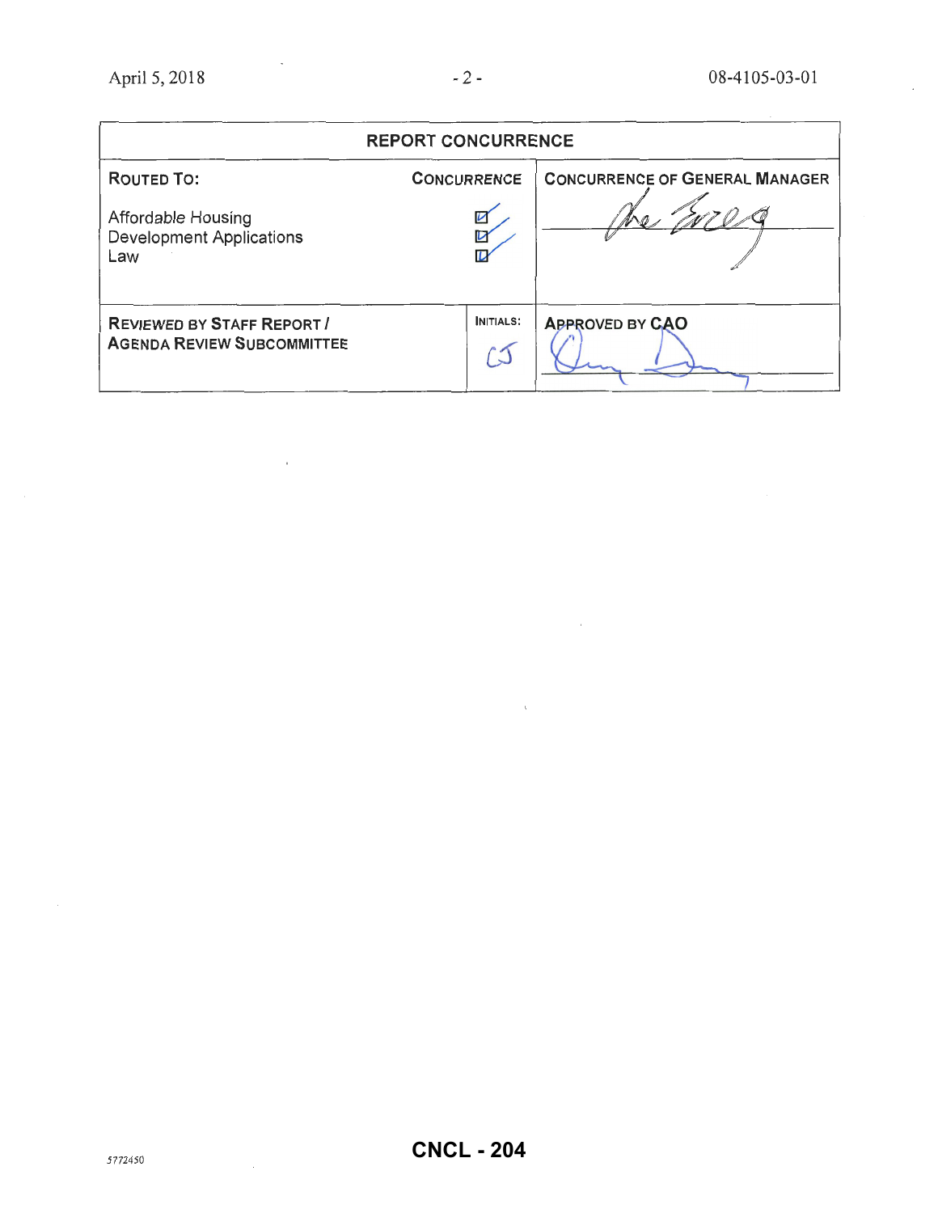| REPORT CONCURRENCE | | |
|---|---|---|
| **ROUTED TO:** | **CONCURRENCE** | **CONCURRENCE OF GENERAL MANAGER** |
| Affordable Housing<br>Development Applications<br>Law | ☑<br>☑<br>☑ | |
| **REVIEWED BY STAFF REPORT / AGENDA REVIEW SUBCOMMITTEE** | **INITIALS:**<br>CJ | **APPROVED BY CAO** |

5772450

CNCL - 204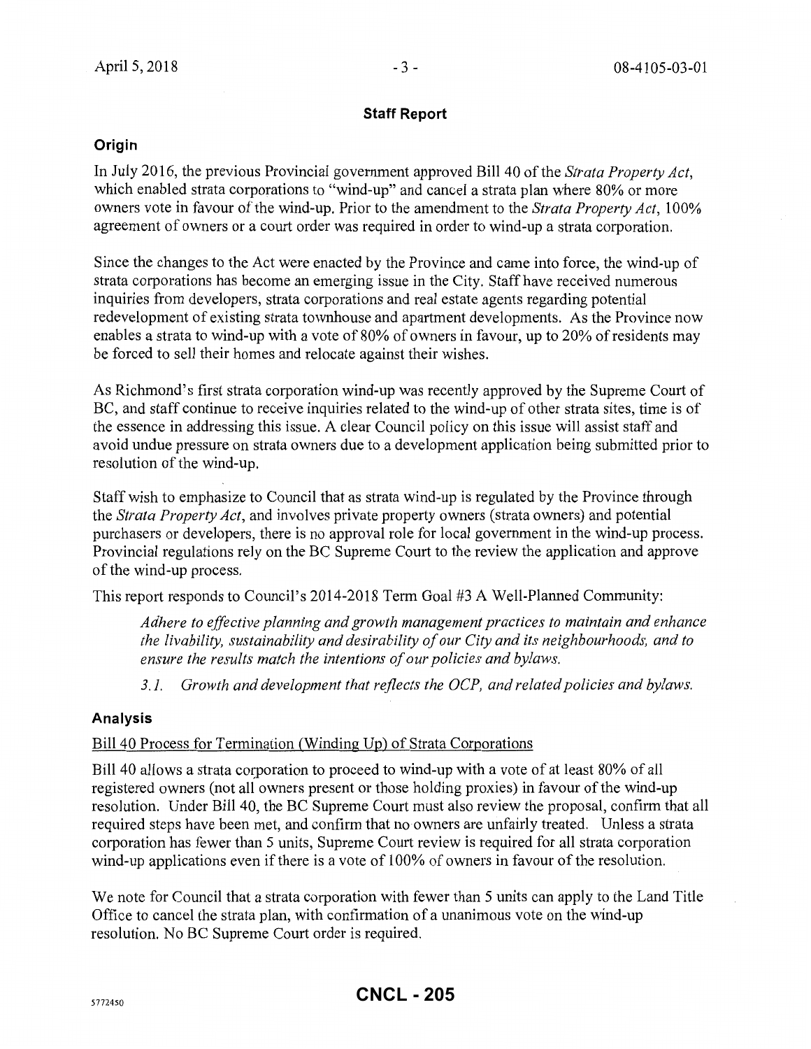## Staff Report

### Origin

In July 2016, the previous Provincial government approved Bill 40 of the *Strata Property Act*, which enabled strata corporations to "wind-up" and cancel a strata plan where 80% or more owners vote in favour of the wind-up. Prior to the amendment to the *Strata Property Act*, 100% agreement of owners or a court order was required in order to wind-up a strata corporation.

Since the changes to the Act were enacted by the Province and came into force, the wind-up of strata corporations has become an emerging issue in the City. Staff have received numerous inquiries from developers, strata corporations and real estate agents regarding potential redevelopment of existing strata townhouse and apartment developments. As the Province now enables a strata to wind-up with a vote of 80% of owners in favour, up to 20% of residents may be forced to sell their homes and relocate against their wishes.

As Richmond's first strata corporation wind-up was recently approved by the Supreme Court of BC, and staff continue to receive inquiries related to the wind-up of other strata sites, time is of the essence in addressing this issue. A clear Council policy on this issue will assist staff and avoid undue pressure on strata owners due to a development application being submitted prior to resolution of the wind-up.

Staff wish to emphasize to Council that as strata wind-up is regulated by the Province through the *Strata Property Act*, and involves private property owners (strata owners) and potential purchasers or developers, there is no approval role for local government in the wind-up process. Provincial regulations rely on the BC Supreme Court to the review the application and approve of the wind-up process.

This report responds to Council's 2014-2018 Term Goal #3 A Well-Planned Community:

> *Adhere to effective planning and growth management practices to maintain and enhance the livability, sustainability and desirability of our City and its neighbourhoods, and to ensure the results match the intentions of our policies and bylaws.*
>
> *3.1. Growth and development that reflects the OCP, and related policies and bylaws.*

### Analysis

Bill 40 Process for Termination (Winding Up) of Strata Corporations

Bill 40 allows a strata corporation to proceed to wind-up with a vote of at least 80% of all registered owners (not all owners present or those holding proxies) in favour of the wind-up resolution. Under Bill 40, the BC Supreme Court must also review the proposal, confirm that all required steps have been met, and confirm that no owners are unfairly treated. Unless a strata corporation has fewer than 5 units, Supreme Court review is required for all strata corporation wind-up applications even if there is a vote of 100% of owners in favour of the resolution.

We note for Council that a strata corporation with fewer than 5 units can apply to the Land Title Office to cancel the strata plan, with confirmation of a unanimous vote on the wind-up resolution. No BC Supreme Court order is required.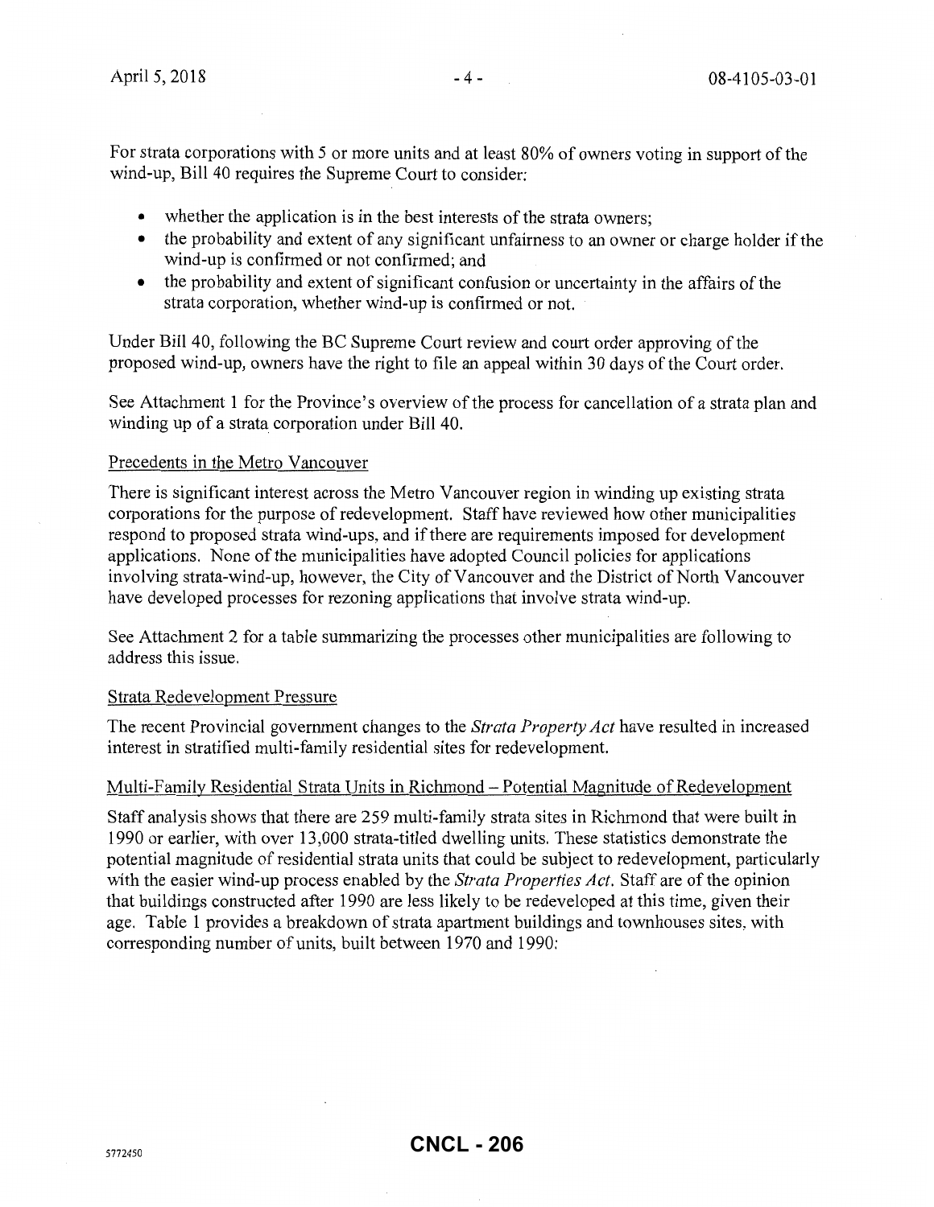For strata corporations with 5 or more units and at least 80% of owners voting in support of the wind-up, Bill 40 requires the Supreme Court to consider:

- whether the application is in the best interests of the strata owners;
- the probability and extent of any significant unfairness to an owner or charge holder if the wind-up is confirmed or not confirmed; and
- the probability and extent of significant confusion or uncertainty in the affairs of the strata corporation, whether wind-up is confirmed or not.

Under Bill 40, following the BC Supreme Court review and court order approving of the proposed wind-up, owners have the right to file an appeal within 30 days of the Court order.

See Attachment 1 for the Province's overview of the process for cancellation of a strata plan and winding up of a strata corporation under Bill 40.

### Precedents in the Metro Vancouver

There is significant interest across the Metro Vancouver region in winding up existing strata corporations for the purpose of redevelopment. Staff have reviewed how other municipalities respond to proposed strata wind-ups, and if there are requirements imposed for development applications. None of the municipalities have adopted Council policies for applications involving strata-wind-up, however, the City of Vancouver and the District of North Vancouver have developed processes for rezoning applications that involve strata wind-up.

See Attachment 2 for a table summarizing the processes other municipalities are following to address this issue.

### Strata Redevelopment Pressure

The recent Provincial government changes to the *Strata Property Act* have resulted in increased interest in stratified multi-family residential sites for redevelopment.

### Multi-Family Residential Strata Units in Richmond – Potential Magnitude of Redevelopment

Staff analysis shows that there are 259 multi-family strata sites in Richmond that were built in 1990 or earlier, with over 13,000 strata-titled dwelling units. These statistics demonstrate the potential magnitude of residential strata units that could be subject to redevelopment, particularly with the easier wind-up process enabled by the *Strata Properties Act*. Staff are of the opinion that buildings constructed after 1990 are less likely to be redeveloped at this time, given their age. Table 1 provides a breakdown of strata apartment buildings and townhouses sites, with corresponding number of units, built between 1970 and 1990: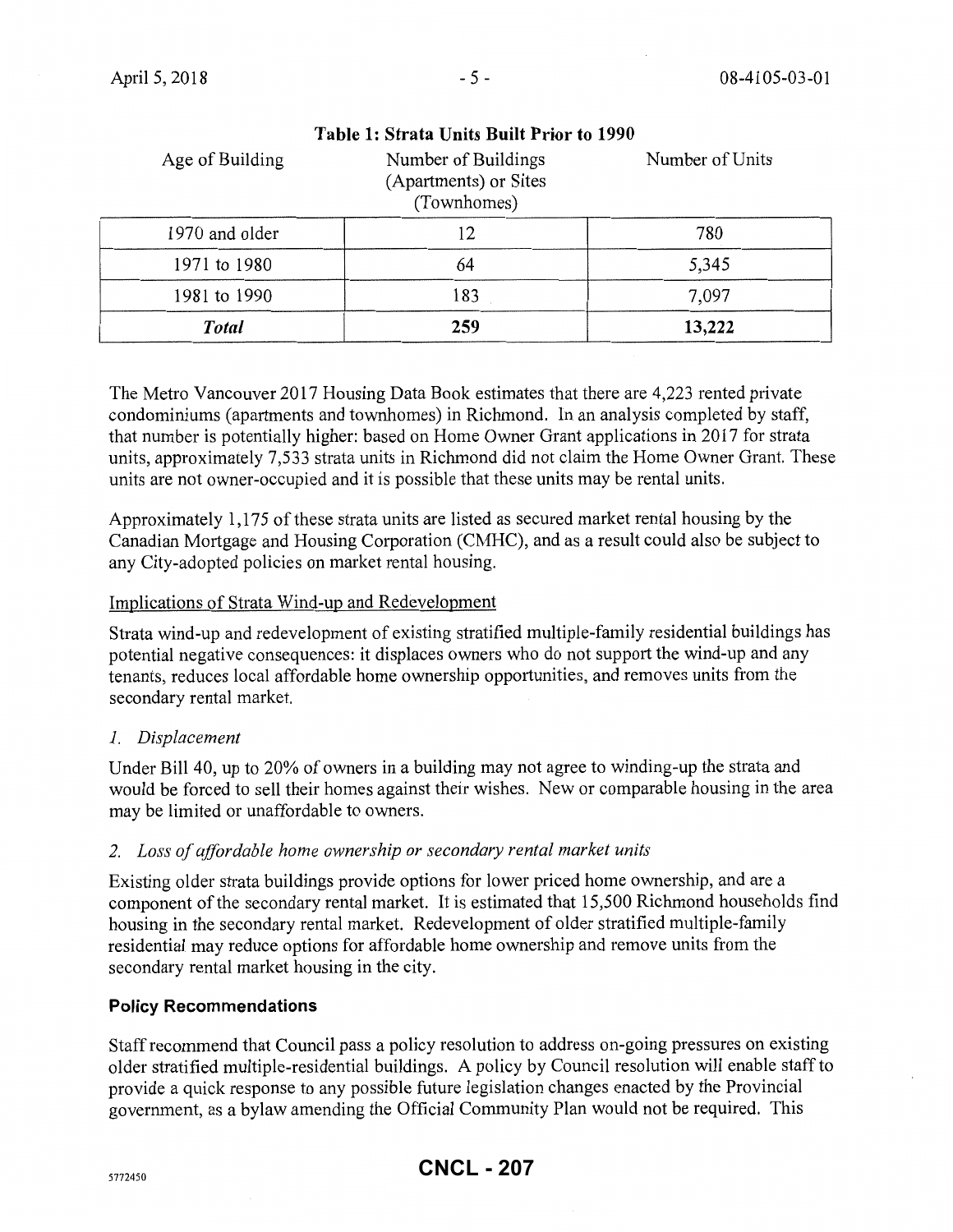**Table 1: Strata Units Built Prior to 1990**

| Age of Building | Number of Buildings (Apartments) or Sites (Townhomes) | Number of Units |
|---|---|---|
| 1970 and older | 12 | 780 |
| 1971 to 1980 | 64 | 5,345 |
| 1981 to 1990 | 183 | 7,097 |
| ***Total*** | **259** | **13,222** |

The Metro Vancouver 2017 Housing Data Book estimates that there are 4,223 rented private condominiums (apartments and townhomes) in Richmond. In an analysis completed by staff, that number is potentially higher: based on Home Owner Grant applications in 2017 for strata units, approximately 7,533 strata units in Richmond did not claim the Home Owner Grant. These units are not owner-occupied and it is possible that these units may be rental units.

Approximately 1,175 of these strata units are listed as secured market rental housing by the Canadian Mortgage and Housing Corporation (CMHC), and as a result could also be subject to any City-adopted policies on market rental housing.

Implications of Strata Wind-up and Redevelopment

Strata wind-up and redevelopment of existing stratified multiple-family residential buildings has potential negative consequences: it displaces owners who do not support the wind-up and any tenants, reduces local affordable home ownership opportunities, and removes units from the secondary rental market.

*1. Displacement*

Under Bill 40, up to 20% of owners in a building may not agree to winding-up the strata and would be forced to sell their homes against their wishes. New or comparable housing in the area may be limited or unaffordable to owners.

*2. Loss of affordable home ownership or secondary rental market units*

Existing older strata buildings provide options for lower priced home ownership, and are a component of the secondary rental market. It is estimated that 15,500 Richmond households find housing in the secondary rental market. Redevelopment of older stratified multiple-family residential may reduce options for affordable home ownership and remove units from the secondary rental market housing in the city.

**Policy Recommendations**

Staff recommend that Council pass a policy resolution to address on-going pressures on existing older stratified multiple-residential buildings. A policy by Council resolution will enable staff to provide a quick response to any possible future legislation changes enacted by the Provincial government, as a bylaw amending the Official Community Plan would not be required. This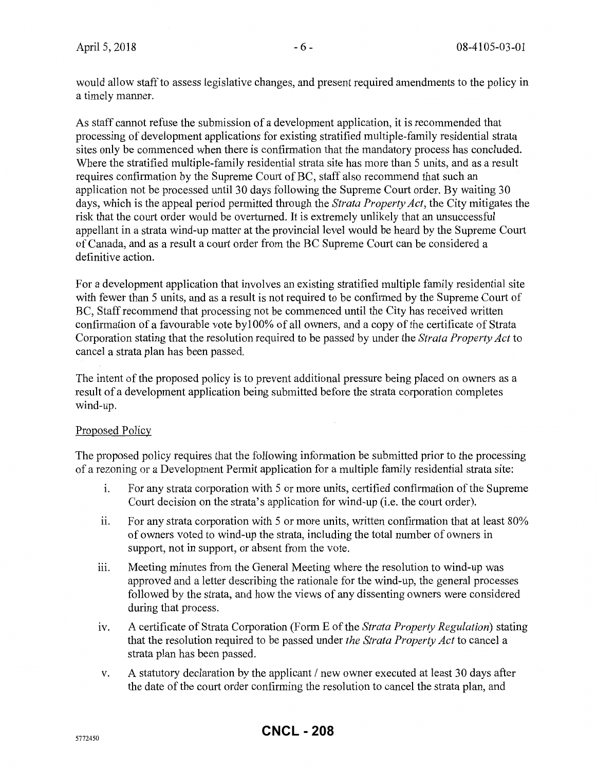would allow staff to assess legislative changes, and present required amendments to the policy in a timely manner.

As staff cannot refuse the submission of a development application, it is recommended that processing of development applications for existing stratified multiple-family residential strata sites only be commenced when there is confirmation that the mandatory process has concluded. Where the stratified multiple-family residential strata site has more than 5 units, and as a result requires confirmation by the Supreme Court of BC, staff also recommend that such an application not be processed until 30 days following the Supreme Court order. By waiting 30 days, which is the appeal period permitted through the *Strata Property Act*, the City mitigates the risk that the court order would be overturned. It is extremely unlikely that an unsuccessful appellant in a strata wind-up matter at the provincial level would be heard by the Supreme Court of Canada, and as a result a court order from the BC Supreme Court can be considered a definitive action.

For a development application that involves an existing stratified multiple family residential site with fewer than 5 units, and as a result is not required to be confirmed by the Supreme Court of BC, Staff recommend that processing not be commenced until the City has received written confirmation of a favourable vote by100% of all owners, and a copy of the certificate of Strata Corporation stating that the resolution required to be passed by under the *Strata Property Act* to cancel a strata plan has been passed.

The intent of the proposed policy is to prevent additional pressure being placed on owners as a result of a development application being submitted before the strata corporation completes wind-up.

Proposed Policy

The proposed policy requires that the following information be submitted prior to the processing of a rezoning or a Development Permit application for a multiple family residential strata site:

i. For any strata corporation with 5 or more units, certified confirmation of the Supreme Court decision on the strata's application for wind-up (i.e. the court order).

ii. For any strata corporation with 5 or more units, written confirmation that at least 80% of owners voted to wind-up the strata, including the total number of owners in support, not in support, or absent from the vote.

iii. Meeting minutes from the General Meeting where the resolution to wind-up was approved and a letter describing the rationale for the wind-up, the general processes followed by the strata, and how the views of any dissenting owners were considered during that process.

iv. A certificate of Strata Corporation (Form E of the *Strata Property Regulation*) stating that the resolution required to be passed under *the Strata Property Act* to cancel a strata plan has been passed.

v. A statutory declaration by the applicant / new owner executed at least 30 days after the date of the court order confirming the resolution to cancel the strata plan, and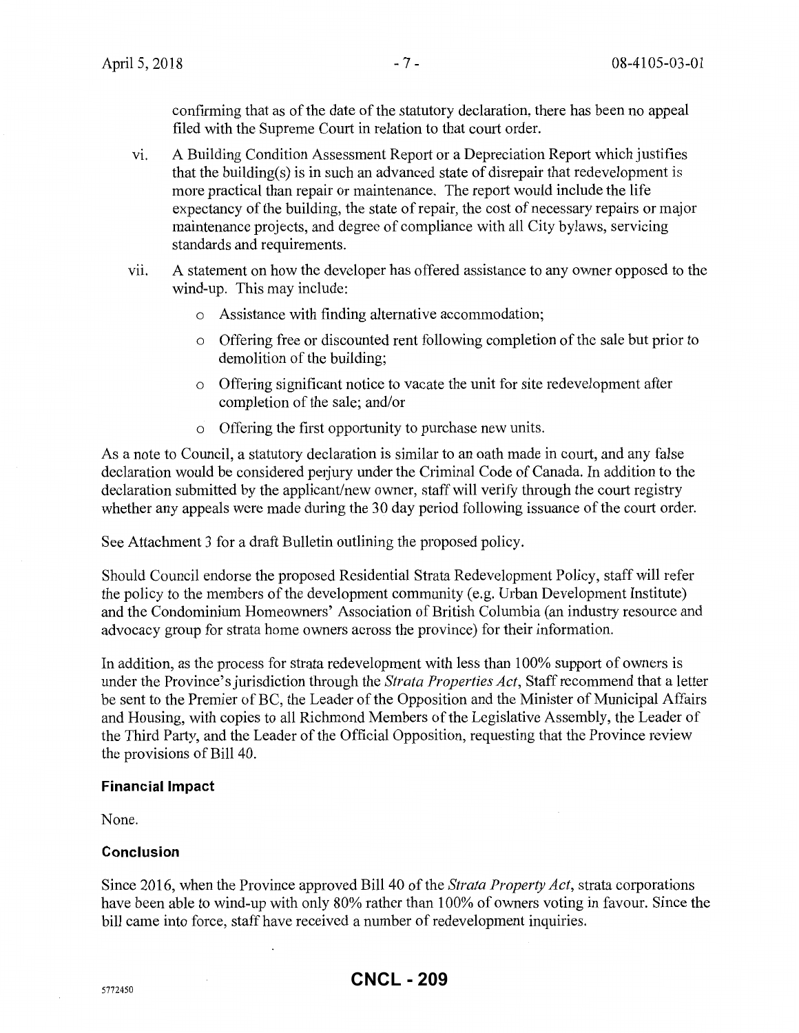confirming that as of the date of the statutory declaration, there has been no appeal filed with the Supreme Court in relation to that court order.

vi. A Building Condition Assessment Report or a Depreciation Report which justifies that the building(s) is in such an advanced state of disrepair that redevelopment is more practical than repair or maintenance. The report would include the life expectancy of the building, the state of repair, the cost of necessary repairs or major maintenance projects, and degree of compliance with all City bylaws, servicing standards and requirements.

vii. A statement on how the developer has offered assistance to any owner opposed to the wind-up. This may include:

- Assistance with finding alternative accommodation;
- Offering free or discounted rent following completion of the sale but prior to demolition of the building;
- Offering significant notice to vacate the unit for site redevelopment after completion of the sale; and/or
- Offering the first opportunity to purchase new units.

As a note to Council, a statutory declaration is similar to an oath made in court, and any false declaration would be considered perjury under the Criminal Code of Canada. In addition to the declaration submitted by the applicant/new owner, staff will verify through the court registry whether any appeals were made during the 30 day period following issuance of the court order.

See Attachment 3 for a draft Bulletin outlining the proposed policy.

Should Council endorse the proposed Residential Strata Redevelopment Policy, staff will refer the policy to the members of the development community (e.g. Urban Development Institute) and the Condominium Homeowners' Association of British Columbia (an industry resource and advocacy group for strata home owners across the province) for their information.

In addition, as the process for strata redevelopment with less than 100% support of owners is under the Province's jurisdiction through the *Strata Properties Act*, Staff recommend that a letter be sent to the Premier of BC, the Leader of the Opposition and the Minister of Municipal Affairs and Housing, with copies to all Richmond Members of the Legislative Assembly, the Leader of the Third Party, and the Leader of the Official Opposition, requesting that the Province review the provisions of Bill 40.

### Financial Impact

None.

### Conclusion

Since 2016, when the Province approved Bill 40 of the *Strata Property Act*, strata corporations have been able to wind-up with only 80% rather than 100% of owners voting in favour. Since the bill came into force, staff have received a number of redevelopment inquiries.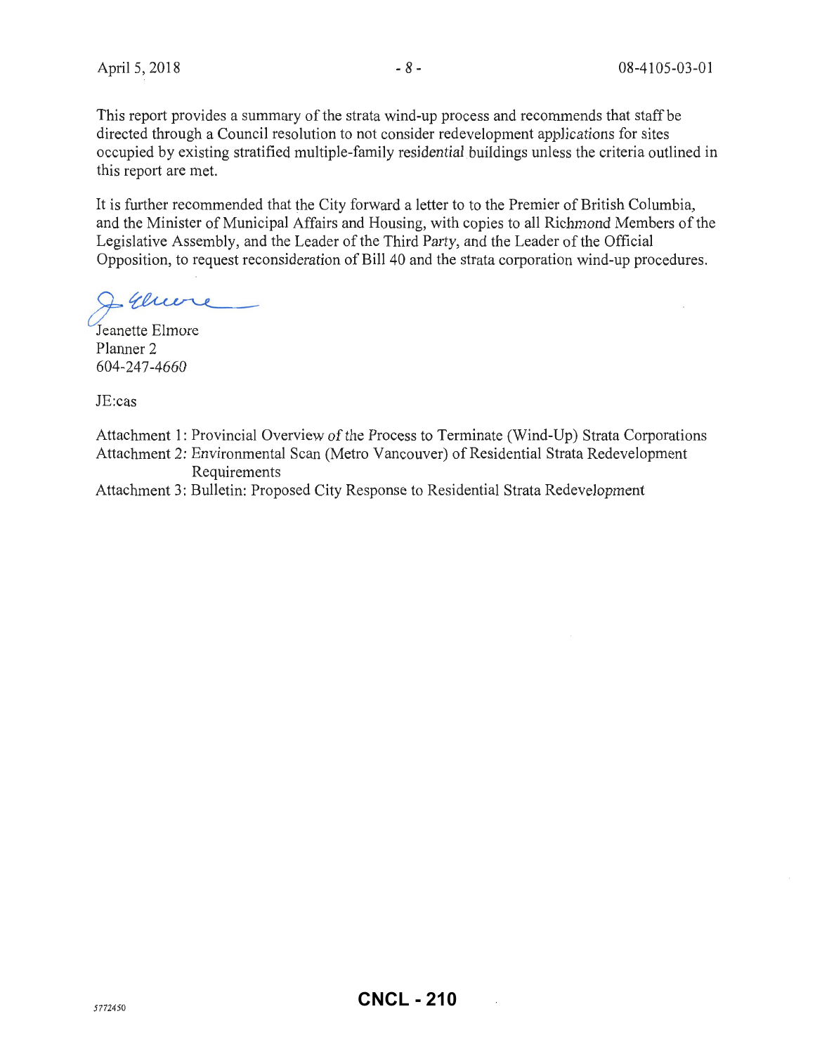This report provides a summary of the strata wind-up process and recommends that staff be directed through a Council resolution to not consider redevelopment applications for sites occupied by existing stratified multiple-family residential buildings unless the criteria outlined in this report are met.

It is further recommended that the City forward a letter to to the Premier of British Columbia, and the Minister of Municipal Affairs and Housing, with copies to all Richmond Members of the Legislative Assembly, and the Leader of the Third Party, and the Leader of the Official Opposition, to request reconsideration of Bill 40 and the strata corporation wind-up procedures.

Jeanette Elmore
Planner 2
604-247-4660

JE:cas

Attachment 1: Provincial Overview of the Process to Terminate (Wind-Up) Strata Corporations
Attachment 2: Environmental Scan (Metro Vancouver) of Residential Strata Redevelopment Requirements
Attachment 3: Bulletin: Proposed City Response to Residential Strata Redevelopment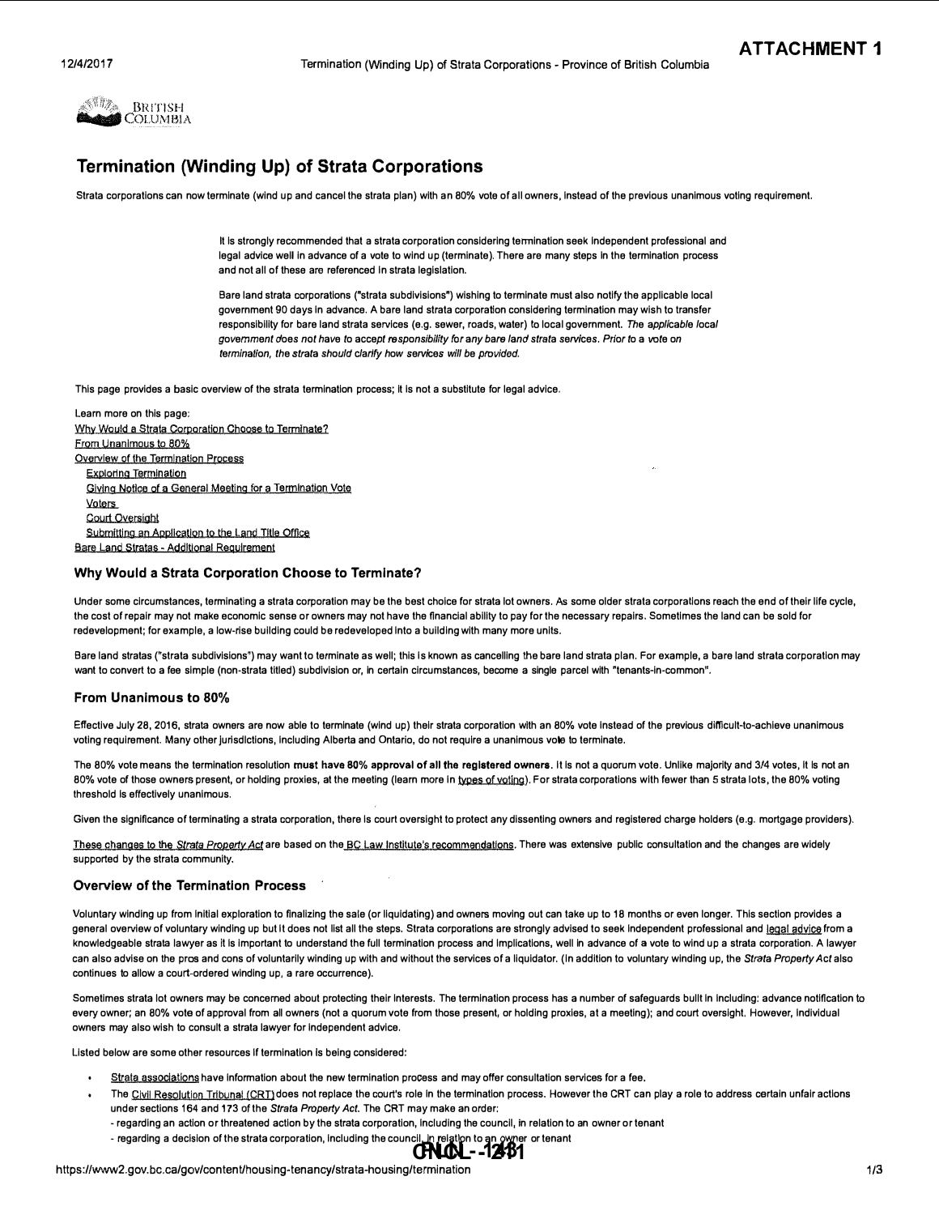# ATTACHMENT 1

# Termination (Winding Up) of Strata Corporations

Strata corporations can now terminate (wind up and cancel the strata plan) with an 80% vote of all owners, instead of the previous unanimous voting requirement.

> It is strongly recommended that a strata corporation considering termination seek independent professional and legal advice well in advance of a vote to wind up (terminate). There are many steps in the termination process and not all of these are referenced in strata legislation.
>
> Bare land strata corporations ("strata subdivisions") wishing to terminate must also notify the applicable local government 90 days in advance. A bare land strata corporation considering termination may wish to transfer responsibility for bare land strata services (e.g. sewer, roads, water) to local government. *The applicable local government does not have to accept responsibility for any bare land strata services. Prior to a vote on termination, the strata should clarify how services will be provided.*

This page provides a basic overview of the strata termination process; it is not a substitute for legal advice.

Learn more on this page:

- Why Would a Strata Corporation Choose to Terminate?
- From Unanimous to 80%
- Overview of the Termination Process
  - Exploring Termination
  - Giving Notice of a General Meeting for a Termination Vote
  - Voters
  - Court Oversight
  - Submitting an Application to the Land Title Office
- Bare Land Stratas - Additional Requirement

### Why Would a Strata Corporation Choose to Terminate?

Under some circumstances, terminating a strata corporation may be the best choice for strata lot owners. As some older strata corporations reach the end of their life cycle, the cost of repair may not make economic sense or owners may not have the financial ability to pay for the necessary repairs. Sometimes the land can be sold for redevelopment; for example, a low-rise building could be redeveloped into a building with many more units.

Bare land stratas ("strata subdivisions") may want to terminate as well; this is known as cancelling the bare land strata plan. For example, a bare land strata corporation may want to convert to a fee simple (non-strata titled) subdivision or, in certain circumstances, become a single parcel with "tenants-in-common".

### From Unanimous to 80%

Effective July 28, 2016, strata owners are now able to terminate (wind up) their strata corporation with an 80% vote instead of the previous difficult-to-achieve unanimous voting requirement. Many other jurisdictions, including Alberta and Ontario, do not require a unanimous vote to terminate.

The 80% vote means the termination resolution **must have 80% approval of all the registered owners**. It is not a quorum vote. Unlike majority and 3/4 votes, it is not an 80% vote of those owners present, or holding proxies, at the meeting (learn more in types of voting). For strata corporations with fewer than 5 strata lots, the 80% voting threshold is effectively unanimous.

Given the significance of terminating a strata corporation, there is court oversight to protect any dissenting owners and registered charge holders (e.g. mortgage providers).

These changes to the *Strata Property Act* are based on the BC Law Institute's recommendations. There was extensive public consultation and the changes are widely supported by the strata community.

### Overview of the Termination Process

Voluntary winding up from initial exploration to finalizing the sale (or liquidating) and owners moving out can take up to 18 months or even longer. This section provides a general overview of voluntary winding up but it does not list all the steps. Strata corporations are strongly advised to seek independent professional and legal advice from a knowledgeable strata lawyer as it is important to understand the full termination process and implications, well in advance of a vote to wind up a strata corporation. A lawyer can also advise on the pros and cons of voluntarily winding up with and without the services of a liquidator. (In addition to voluntary winding up, the *Strata Property Act* also continues to allow a court-ordered winding up, a rare occurrence).

Sometimes strata lot owners may be concerned about protecting their interests. The termination process has a number of safeguards built in including: advance notification to every owner; an 80% vote of approval from all owners (not a quorum vote from those present, or holding proxies, at a meeting); and court oversight. However, individual owners may also wish to consult a strata lawyer for independent advice.

Listed below are some other resources if termination is being considered:

- Strata associations have information about the new termination process and may offer consultation services for a fee.
- The Civil Resolution Tribunal (CRT) does not replace the court's role in the termination process. However the CRT can play a role to address certain unfair actions under sections 164 and 173 of the *Strata Property Act*. The CRT may make an order:
  - regarding an action or threatened action by the strata corporation, including the council, in relation to an owner or tenant
  - regarding a decision of the strata corporation, including the council, in relation to an owner or tenant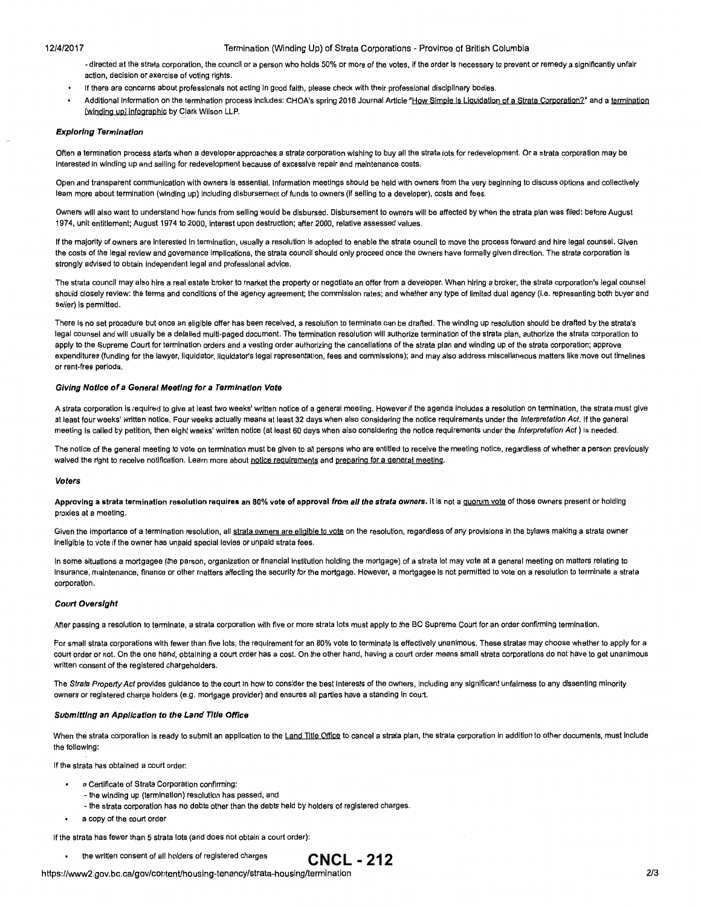- directed at the strata corporation, the council or a person who holds 50% or more of the votes, if the order is necessary to prevent or remedy a significantly unfair action, decision or exercise of voting rights.

- If there are concerns about professionals not acting in good faith, please check with their professional disciplinary bodies.
- Additional information on the termination process includes: CHOA's spring 2016 Journal Article "How Simple is Liquidation of a Strata Corporation?" and a termination (winding up) infographic by Clark Wilson LLP.

### *Exploring Termination*

Often a termination process starts when a developer approaches a strata corporation wishing to buy all the strata lots for redevelopment. Or a strata corporation may be interested in winding up and selling for redevelopment because of excessive repair and maintenance costs.

Open and transparent communication with owners is essential. Information meetings should be held with owners from the very beginning to discuss options and collectively learn more about termination (winding up) including disbursement of funds to owners (if selling to a developer), costs and fees.

Owners will also want to understand how funds from selling would be disbursed. Disbursement to owners will be affected by when the strata plan was filed: before August 1974, unit entitlement; August 1974 to 2000, interest upon destruction; after 2000, relative assessed values.

If the majority of owners are interested in termination, usually a resolution is adopted to enable the strata council to move the process forward and hire legal counsel. Given the costs of the legal review and governance implications, the strata council should only proceed once the owners have formally given direction. The strata corporation is strongly advised to obtain independent legal and professional advice.

The strata council may also hire a real estate broker to market the property or negotiate an offer from a developer. When hiring a broker, the strata corporation's legal counsel should closely review: the terms and conditions of the agency agreement; the commission rates; and whether any type of limited dual agency (i.e. representing both buyer and seller) is permitted.

There is no set procedure but once an eligible offer has been received, a resolution to terminate can be drafted. The winding up resolution should be drafted by the strata's legal counsel and will usually be a detailed multi-paged document. The termination resolution will authorize termination of the strata plan, authorize the strata corporation to apply to the Supreme Court for termination orders and a vesting order authorizing the cancellations of the strata plan and winding up of the strata corporation; approve expenditures (funding for the lawyer, liquidator, liquidator's legal representation, fees and commissions); and may also address miscellaneous matters like move out timelines or rent-free periods.

### *Giving Notice of a General Meeting for a Termination Vote*

A strata corporation is required to give at least two weeks' written notice of a general meeting. However if the agenda includes a resolution on termination, the strata must give at least four weeks' written notice. Four weeks actually means at least 32 days when also considering the notice requirements under the *Interpretation Act*. If the general meeting is called by petition, then eight weeks' written notice (at least 60 days when also considering the notice requirements under the *Interpretation Act* ) is needed.

The notice of the general meeting to vote on termination must be given to all persons who are entitled to receive the meeting notice, regardless of whether a person previously waived the right to receive notification. Learn more about notice requirements and preparing for a general meeting.

### *Voters*

**Approving a strata termination resolution requires an 80% vote of approval *from all the strata owners*.** It is not a quorum vote of those owners present or holding proxies at a meeting.

Given the importance of a termination resolution, all strata owners are eligible to vote on the resolution, regardless of any provisions in the bylaws making a strata owner ineligible to vote if the owner has unpaid special levies or unpaid strata fees.

In some situations a mortgagee (the person, organization or financial institution holding the mortgage) of a strata lot may vote at a general meeting on matters relating to insurance, maintenance, finance or other matters affecting the security for the mortgage. However, a mortgagee is not permitted to vote on a resolution to terminate a strata corporation.

### *Court Oversight*

After passing a resolution to terminate, a strata corporation with five or more strata lots must apply to the BC Supreme Court for an order confirming termination.

For small strata corporations with fewer than five lots, the requirement for an 80% vote to terminate is effectively unanimous. These stratas may choose whether to apply for a court order or not. On the one hand, obtaining a court order has a cost. On the other hand, having a court order means small strata corporations do not have to get unanimous written consent of the registered chargeholders.

The *Strata Property Act* provides guidance to the court in how to consider the best interests of the owners, including any significant unfairness to any dissenting minority owners or registered charge holders (e.g. mortgage provider) and ensures all parties have a standing in court.

### *Submitting an Application to the Land Title Office*

When the strata corporation is ready to submit an application to the Land Title Office to cancel a strata plan, the strata corporation in addition to other documents, must include the following:

If the strata has obtained a court order:

- a Certificate of Strata Corporation confirming:
  - the winding up (termination) resolution has passed, and
  - the strata corporation has no debts other than the debts held by holders of registered charges.
- a copy of the court order

If the strata has fewer than 5 strata lots (and does not obtain a court order):

- the written consent of all holders of registered charges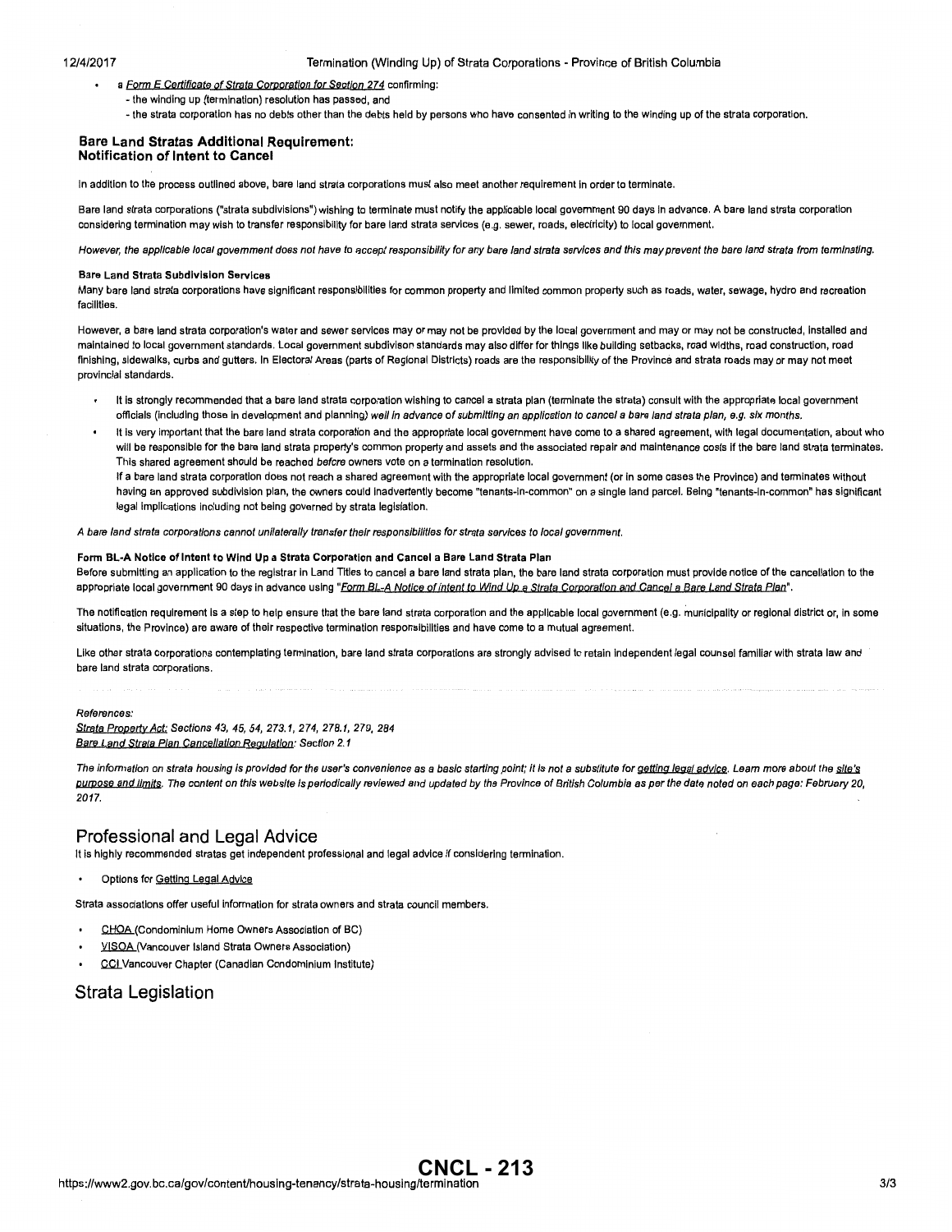- a *Form E Certificate of Strata Corporation for Section 274* confirming:
  - the winding up (termination) resolution has passed, and
  - the strata corporation has no debts other than the debts held by persons who have consented in writing to the winding up of the strata corporation.

### Bare Land Stratas Additional Requirement: Notification of Intent to Cancel

In addition to the process outlined above, bare land strata corporations must also meet another requirement in order to terminate.

Bare land strata corporations ("strata subdivisions") wishing to terminate must notify the applicable local government 90 days in advance. A bare land strata corporation considering termination may wish to transfer responsibility for bare land strata services (e.g. sewer, roads, electricity) to local government.

*However, the applicable local government does not have to accept responsibility for any bare land strata services and this may prevent the bare land strata from terminating.*

**Bare Land Strata Subdivision Services**

Many bare land strata corporations have significant responsibilities for common property and limited common property such as roads, water, sewage, hydro and recreation facilities.

However, a bare land strata corporation's water and sewer services may or may not be provided by the local government and may or may not be constructed, installed and maintained to local government standards. Local government subdivison standards may also differ for things like building setbacks, road widths, road construction, road finishing, sidewalks, curbs and gutters. In Electoral Areas (parts of Regional Districts) roads are the responsibility of the Province and strata roads may or may not meet provincial standards.

- It is strongly recommended that a bare land strata corporation wishing to cancel a strata plan (terminate the strata) consult with the appropriate local government officials (including those in development and planning) *well in advance of submitting an application to cancel a bare land strata plan, e.g. six months.*
- It is very important that the bare land strata corporation and the appropriate local government have come to a shared agreement, with legal documentation, about who will be responsible for the bare land strata property's common property and assets and the associated repair and maintenance costs if the bare land strata terminates. This shared agreement should be reached *before* owners vote on a termination resolution.
  If a bare land strata corporation does not reach a shared agreement with the appropriate local government (or in some cases the Province) and terminates without having an approved subdivision plan, the owners could inadvertently become "tenants-in-common" on a single land parcel. Being "tenants-in-common" has significant legal implications including not being governed by strata legislation.

*A bare land strata corporations cannot unilaterally transfer their responsibilities for strata services to local government.*

**Form BL-A Notice of Intent to Wind Up a Strata Corporation and Cancel a Bare Land Strata Plan**

Before submitting an application to the registrar in Land Titles to cancel a bare land strata plan, the bare land strata corporation must provide notice of the cancellation to the appropriate local government 90 days in advance using "*Form BL-A Notice of Intent to Wind Up a Strata Corporation and Cancel a Bare Land Strata Plan*".

The notification requirement is a step to help ensure that the bare land strata corporation and the applicable local government (e.g. municipality or regional district or, in some situations, the Province) are aware of their respective termination responsibilities and have come to a mutual agreement.

Like other strata corporations contemplating termination, bare land strata corporations are strongly advised to retain independent legal counsel familiar with strata law and bare land strata corporations.

*References:*
*Strata Property Act: Sections 43, 45, 54, 273.1, 274, 278.1, 279, 284*
*Bare Land Strata Plan Cancellation Regulation: Section 2.1*

*The information on strata housing is provided for the user's convenience as a basic starting point; it is not a substitute for getting legal advice. Learn more about the site's purpose and limits. The content on this website is periodically reviewed and updated by the Province of British Columbia as per the date noted on each page: February 20, 2017.*

## Professional and Legal Advice

It is highly recommended stratas get independent professional and legal advice if considering termination.

- Options for Getting Legal Advice

Strata associations offer useful information for strata owners and strata council members.

- CHOA (Condominium Home Owners Association of BC)
- VISOA (Vancouver Island Strata Owners Association)
- CCI Vancouver Chapter (Canadian Condominium Institute)

## Strata Legislation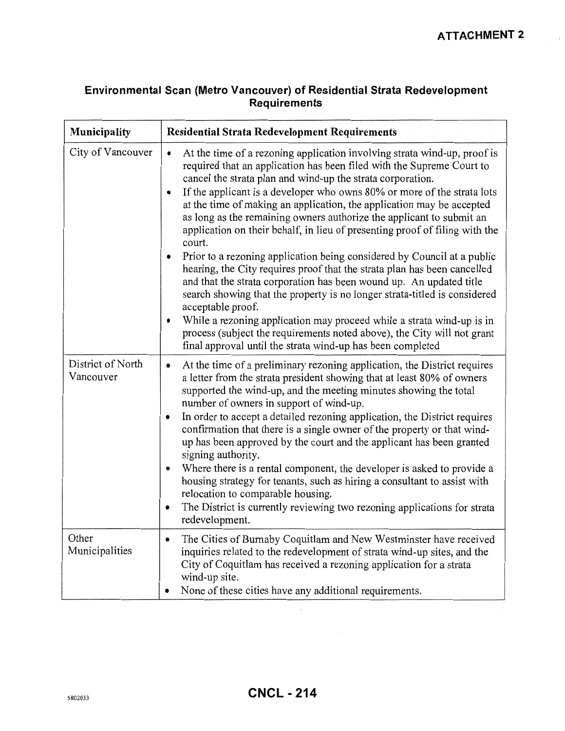**ATTACHMENT 2**

## Environmental Scan (Metro Vancouver) of Residential Strata Redevelopment Requirements

| Municipality | Residential Strata Redevelopment Requirements |
|---|---|
| City of Vancouver | • At the time of a rezoning application involving strata wind-up, proof is required that an application has been filed with the Supreme Court to cancel the strata plan and wind-up the strata corporation.<br>• If the applicant is a developer who owns 80% or more of the strata lots at the time of making an application, the application may be accepted as long as the remaining owners authorize the applicant to submit an application on their behalf, in lieu of presenting proof of filing with the court.<br>• Prior to a rezoning application being considered by Council at a public hearing, the City requires proof that the strata plan has been cancelled and that the strata corporation has been wound up. An updated title search showing that the property is no longer strata-titled is considered acceptable proof.<br>• While a rezoning application may proceed while a strata wind-up is in process (subject the requirements noted above), the City will not grant final approval until the strata wind-up has been completed |
| District of North Vancouver | • At the time of a preliminary rezoning application, the District requires a letter from the strata president showing that at least 80% of owners supported the wind-up, and the meeting minutes showing the total number of owners in support of wind-up.<br>• In order to accept a detailed rezoning application, the District requires confirmation that there is a single owner of the property or that wind-up has been approved by the court and the applicant has been granted signing authority.<br>• Where there is a rental component, the developer is asked to provide a housing strategy for tenants, such as hiring a consultant to assist with relocation to comparable housing.<br>• The District is currently reviewing two rezoning applications for strata redevelopment. |
| Other Municipalities | • The Cities of Burnaby Coquitlam and New Westminster have received inquiries related to the redevelopment of strata wind-up sites, and the City of Coquitlam has received a rezoning application for a strata wind-up site.<br>• None of these cities have any additional requirements. |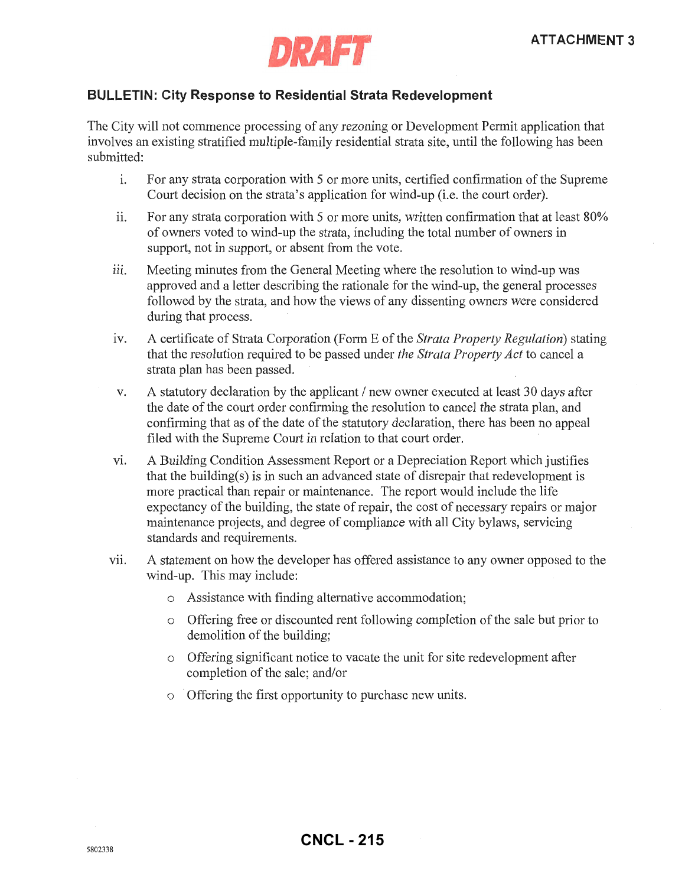DRAFT

ATTACHMENT 3

## BULLETIN: City Response to Residential Strata Redevelopment

The City will not commence processing of any rezoning or Development Permit application that involves an existing stratified multiple-family residential strata site, until the following has been submitted:

i. For any strata corporation with 5 or more units, certified confirmation of the Supreme Court decision on the strata's application for wind-up (i.e. the court order).

ii. For any strata corporation with 5 or more units, written confirmation that at least 80% of owners voted to wind-up the strata, including the total number of owners in support, not in support, or absent from the vote.

iii. Meeting minutes from the General Meeting where the resolution to wind-up was approved and a letter describing the rationale for the wind-up, the general processes followed by the strata, and how the views of any dissenting owners were considered during that process.

iv. A certificate of Strata Corporation (Form E of the *Strata Property Regulation*) stating that the resolution required to be passed under *the Strata Property Act* to cancel a strata plan has been passed.

v. A statutory declaration by the applicant / new owner executed at least 30 days after the date of the court order confirming the resolution to cancel the strata plan, and confirming that as of the date of the statutory declaration, there has been no appeal filed with the Supreme Court in relation to that court order.

vi. A Building Condition Assessment Report or a Depreciation Report which justifies that the building(s) is in such an advanced state of disrepair that redevelopment is more practical than repair or maintenance. The report would include the life expectancy of the building, the state of repair, the cost of necessary repairs or major maintenance projects, and degree of compliance with all City bylaws, servicing standards and requirements.

vii. A statement on how the developer has offered assistance to any owner opposed to the wind-up. This may include:

- Assistance with finding alternative accommodation;
- Offering free or discounted rent following completion of the sale but prior to demolition of the building;
- Offering significant notice to vacate the unit for site redevelopment after completion of the sale; and/or
- Offering the first opportunity to purchase new units.

5802338